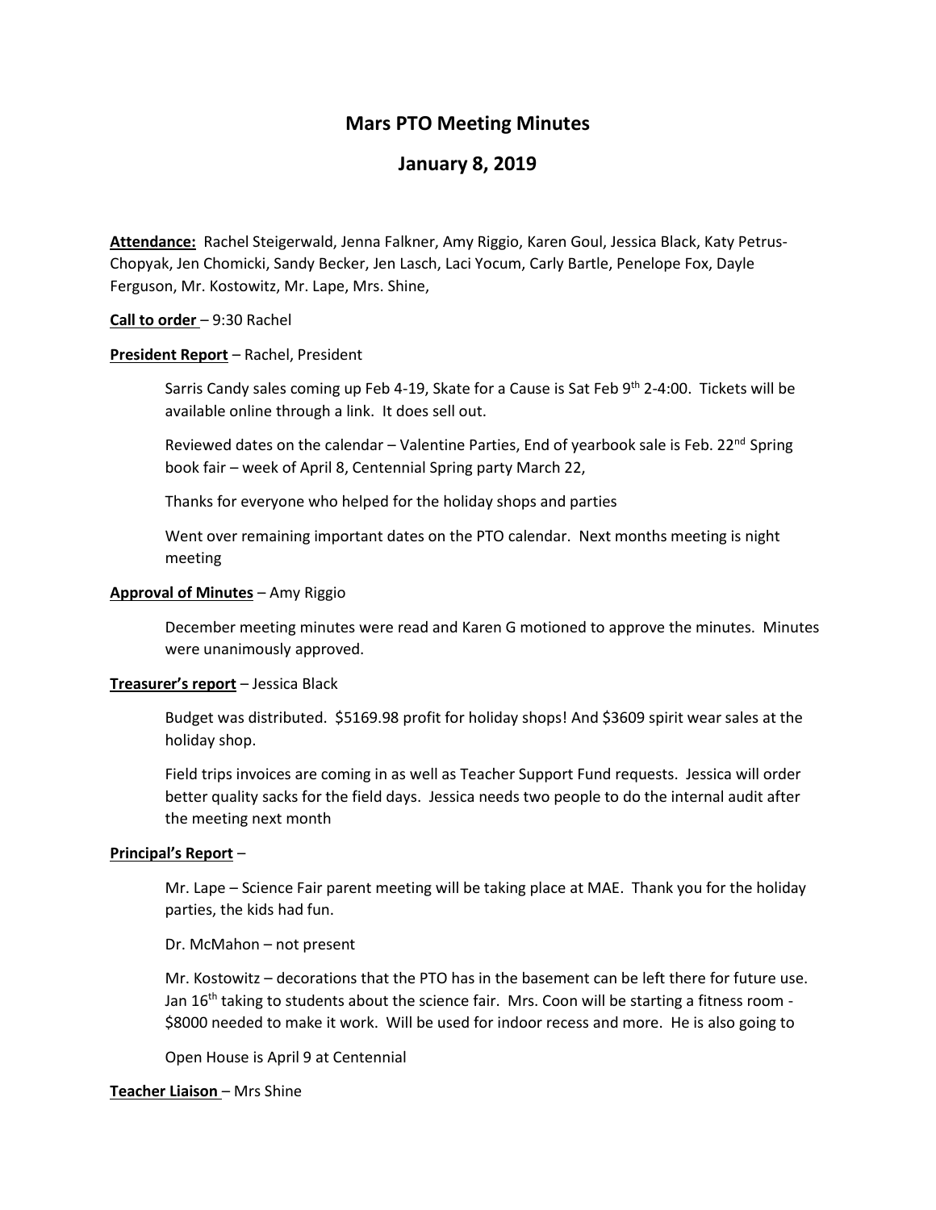# Mars PTO Meeting Minutes

## January 8, 2019

**Attendance:** Rachel Steigerwald, Jenna Falkner, Amy Riggio, Karen Goul, Jessica Black, Katy Petrus-Chopyak, Jen Chomicki, Sandy Becker, Jen Lasch, Laci Yocum, Carly Bartle, Penelope Fox, Dayle Ferguson, Mr. Kostowitz, Mr. Lape, Mrs. Shine,

**Call to order** – 9:30 Rachel

**President Report** – Rachel, President

Sarris Candy sales coming up Feb 4-19, Skate for a Cause is Sat Feb 9th 2-4:00. Tickets will be available online through a link. It does sell out.

Reviewed dates on the calendar – Valentine Parties, End of yearbook sale is Feb. 22nd Spring book fair – week of April 8, Centennial Spring party March 22,

Thanks for everyone who helped for the holiday shops and parties

Went over remaining important dates on the PTO calendar. Next months meeting is night meeting

**Approval of Minutes** – Amy Riggio

December meeting minutes were read and Karen G motioned to approve the minutes. Minutes were unanimously approved.

**Treasurer's report** – Jessica Black

Budget was distributed. $5169.98 profit for holiday shops! And $3609 spirit wear sales at the holiday shop.

Field trips invoices are coming in as well as Teacher Support Fund requests. Jessica will order better quality sacks for the field days. Jessica needs two people to do the internal audit after the meeting next month

**Principal's Report** –

Mr. Lape – Science Fair parent meeting will be taking place at MAE. Thank you for the holiday parties, the kids had fun.

Dr. McMahon – not present

Mr. Kostowitz – decorations that the PTO has in the basement can be left there for future use. Jan 16th taking to students about the science fair. Mrs. Coon will be starting a fitness room - $8000 needed to make it work. Will be used for indoor recess and more. He is also going to

Open House is April 9 at Centennial

**Teacher Liaison** – Mrs Shine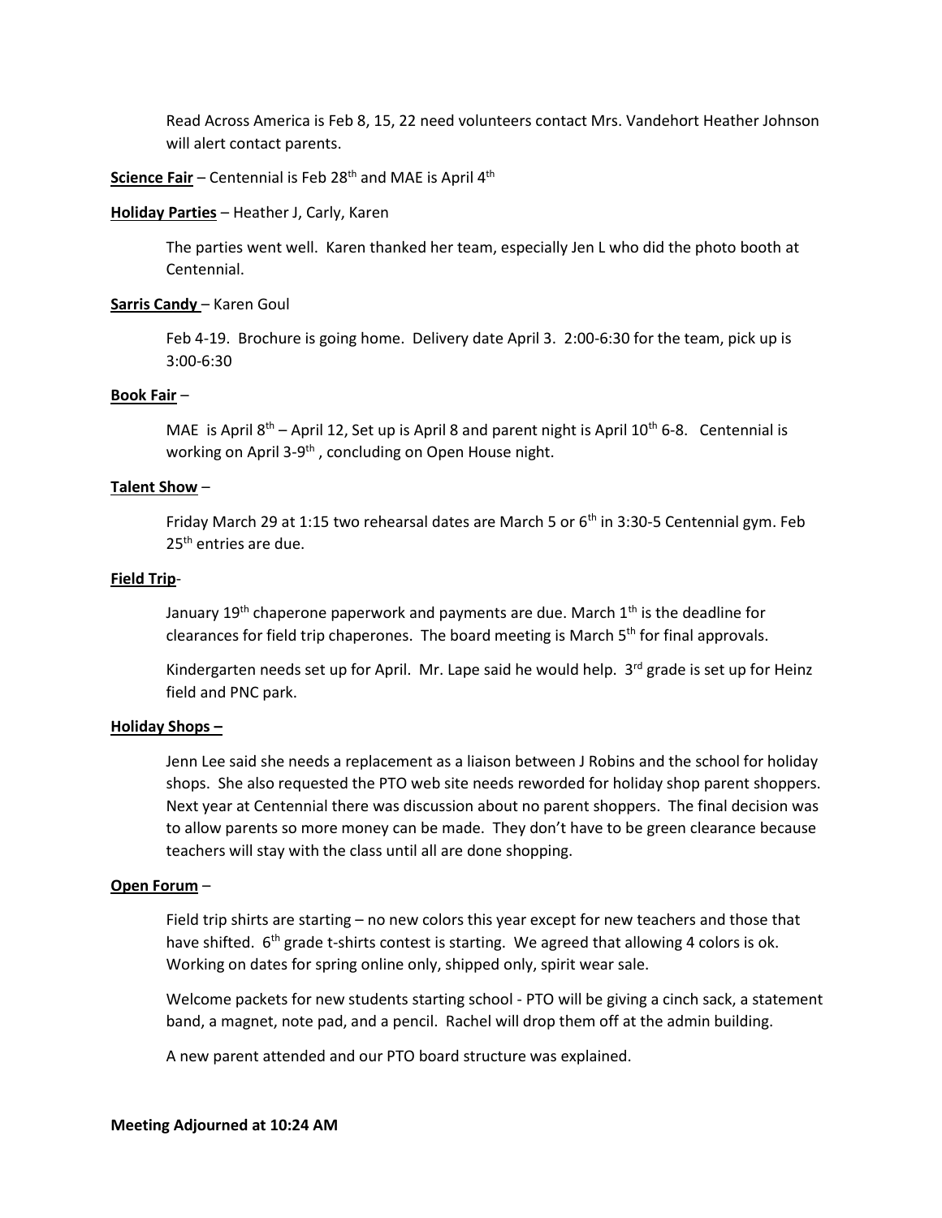Read Across America is Feb 8, 15, 22 need volunteers contact Mrs. Vandehort Heather Johnson will alert contact parents.

**Science Fair** – Centennial is Feb 28th and MAE is April 4th

**Holiday Parties** – Heather J, Carly, Karen

The parties went well. Karen thanked her team, especially Jen L who did the photo booth at Centennial.

**Sarris Candy** – Karen Goul

Feb 4-19. Brochure is going home. Delivery date April 3. 2:00-6:30 for the team, pick up is 3:00-6:30

**Book Fair** –

MAE is April 8th – April 12, Set up is April 8 and parent night is April 10th 6-8. Centennial is working on April 3-9th , concluding on Open House night.

**Talent Show** –

Friday March 29 at 1:15 two rehearsal dates are March 5 or 6th in 3:30-5 Centennial gym. Feb 25th entries are due.

**Field Trip**-

January 19th chaperone paperwork and payments are due. March 1st is the deadline for clearances for field trip chaperones. The board meeting is March 5th for final approvals.

Kindergarten needs set up for April. Mr. Lape said he would help. 3rd grade is set up for Heinz field and PNC park.

**Holiday Shops –**

Jenn Lee said she needs a replacement as a liaison between J Robins and the school for holiday shops. She also requested the PTO web site needs reworded for holiday shop parent shoppers. Next year at Centennial there was discussion about no parent shoppers. The final decision was to allow parents so more money can be made. They don't have to be green clearance because teachers will stay with the class until all are done shopping.

**Open Forum** –

Field trip shirts are starting – no new colors this year except for new teachers and those that have shifted. 6th grade t-shirts contest is starting. We agreed that allowing 4 colors is ok. Working on dates for spring online only, shipped only, spirit wear sale.

Welcome packets for new students starting school - PTO will be giving a cinch sack, a statement band, a magnet, note pad, and a pencil. Rachel will drop them off at the admin building.

A new parent attended and our PTO board structure was explained.

**Meeting Adjourned at 10:24 AM**